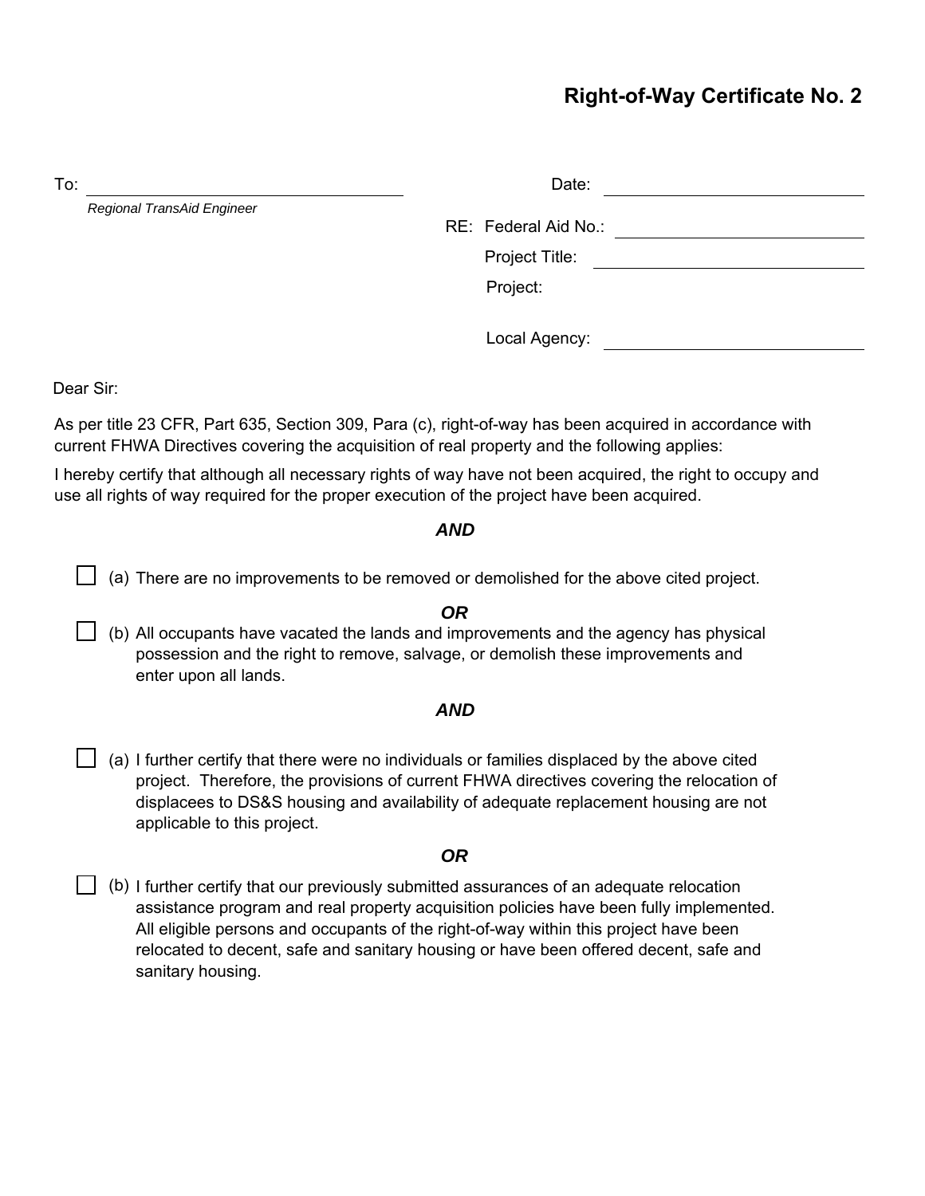# Right-of-Way Certificate No. 2

To: ______________________________
*Regional TransAid Engineer*

Date: ______________________________

RE: Federal Aid No.: ______________________________

Project Title: ______________________________

Project:

Local Agency: ______________________________

Dear Sir:

As per title 23 CFR, Part 635, Section 309, Para (c), right-of-way has been acquired in accordance with current FHWA Directives covering the acquisition of real property and the following applies:

I hereby certify that although all necessary rights of way have not been acquired, the right to occupy and use all rights of way required for the proper execution of the project have been acquired.

***AND***

☐ (a) There are no improvements to be removed or demolished for the above cited project.

***OR***

☐ (b) All occupants have vacated the lands and improvements and the agency has physical possession and the right to remove, salvage, or demolish these improvements and enter upon all lands.

***AND***

☐ (a) I further certify that there were no individuals or families displaced by the above cited project. Therefore, the provisions of current FHWA directives covering the relocation of displacees to DS&S housing and availability of adequate replacement housing are not applicable to this project.

***OR***

☐ (b) I further certify that our previously submitted assurances of an adequate relocation assistance program and real property acquisition policies have been fully implemented. All eligible persons and occupants of the right-of-way within this project have been relocated to decent, safe and sanitary housing or have been offered decent, safe and sanitary housing.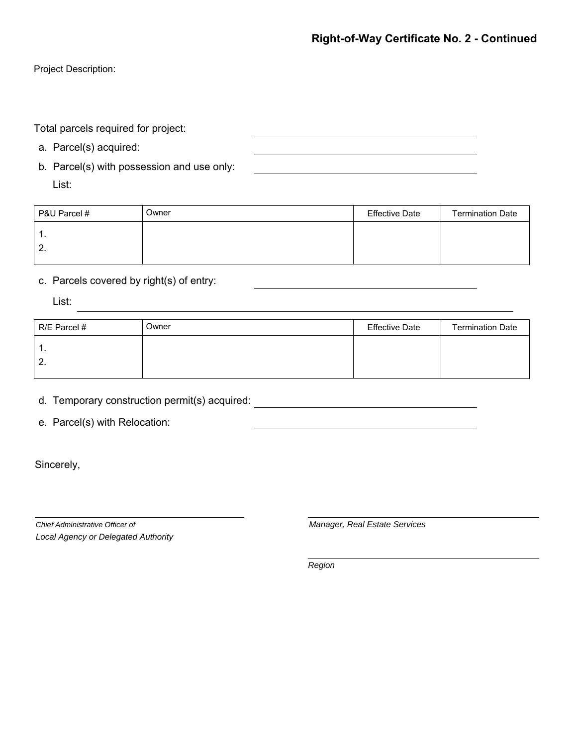## Right-of-Way Certificate No. 2 - Continued

Project Description:

Total parcels required for project: ____________________

a. Parcel(s) acquired: ____________________

b. Parcel(s) with possession and use only: ____________________

List:

| P&U Parcel # | Owner | Effective Date | Termination Date |
|---|---|---|---|
| 1.<br>2. | | | |

c. Parcels covered by right(s) of entry: ____________________

List: ____________________

| R/E Parcel # | Owner | Effective Date | Termination Date |
|---|---|---|---|
| 1.<br>2. | | | |

d. Temporary construction permit(s) acquired: ____________________

e. Parcel(s) with Relocation: ____________________

Sincerely,

____________________
*Chief Administrative Officer of*
*Local Agency or Delegated Authority*

____________________
*Manager, Real Estate Services*

____________________
*Region*